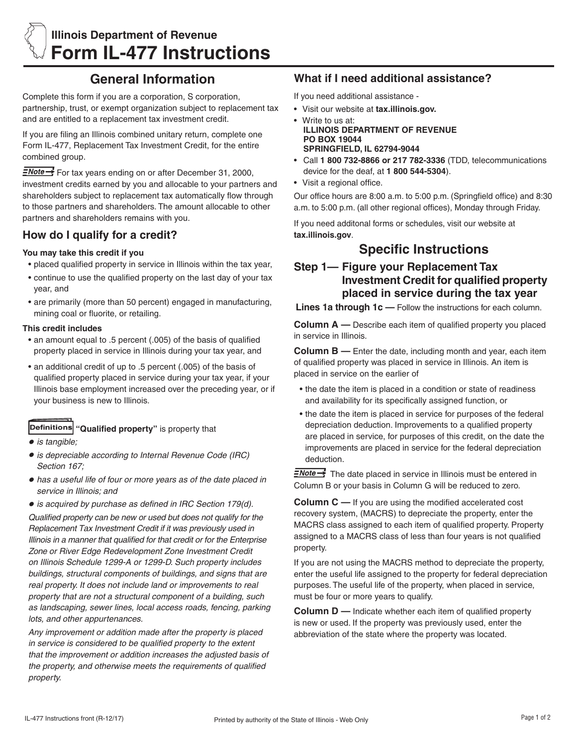**Illinois Department of Revenue**

# Form IL-477 Instructions

## General Information

Complete this form if you are a corporation, S corporation, partnership, trust, or exempt organization subject to replacement tax and are entitled to a replacement tax investment credit.

If you are filing an Illinois combined unitary return, complete one Form IL-477, Replacement Tax Investment Credit, for the entire combined group.

**Note →** For tax years ending on or after December 31, 2000, investment credits earned by you and allocable to your partners and shareholders subject to replacement tax automatically flow through to those partners and shareholders. The amount allocable to other partners and shareholders remains with you.

## How do I qualify for a credit?

**You may take this credit if you**

- placed qualified property in service in Illinois within the tax year,
- continue to use the qualified property on the last day of your tax year, and
- are primarily (more than 50 percent) engaged in manufacturing, mining coal or fluorite, or retailing.

**This credit includes**

- an amount equal to .5 percent (.005) of the basis of qualified property placed in service in Illinois during your tax year, and
- an additional credit of up to .5 percent (.005) of the basis of qualified property placed in service during your tax year, if your Illinois base employment increased over the preceding year, or if your business is new to Illinois.

**Definitions** **"Qualified property"** is property that

- *is tangible;*
- *is depreciable according to Internal Revenue Code (IRC) Section 167;*
- *has a useful life of four or more years as of the date placed in service in Illinois; and*
- *is acquired by purchase as defined in IRC Section 179(d).*

*Qualified property can be new or used but does not qualify for the Replacement Tax Investment Credit if it was previously used in Illinois in a manner that qualified for that credit or for the Enterprise Zone or River Edge Redevelopment Zone Investment Credit on Illinois Schedule 1299-A or 1299-D. Such property includes buildings, structural components of buildings, and signs that are real property. It does not include land or improvements to real property that are not a structural component of a building, such as landscaping, sewer lines, local access roads, fencing, parking lots, and other appurtenances.*

*Any improvement or addition made after the property is placed in service is considered to be qualified property to the extent that the improvement or addition increases the adjusted basis of the property, and otherwise meets the requirements of qualified property.*

## What if I need additional assistance?

If you need additional assistance -

- Visit our website at **tax.illinois.gov.**
- Write to us at:
  **ILLINOIS DEPARTMENT OF REVENUE**
  **PO BOX 19044**
  **SPRINGFIELD, IL 62794-9044**
- Call **1 800 732-8866 or 217 782-3336** (TDD, telecommunications device for the deaf, at **1 800 544-5304**).
- Visit a regional office.

Our office hours are 8:00 a.m. to 5:00 p.m. (Springfield office) and 8:30 a.m. to 5:00 p.m. (all other regional offices), Monday through Friday.

If you need additonal forms or schedules, visit our website at **tax.illinois.gov**.

## Specific Instructions

### Step 1— Figure your Replacement Tax Investment Credit for qualified property placed in service during the tax year

**Lines 1a through 1c —** Follow the instructions for each column.

**Column A —** Describe each item of qualified property you placed in service in Illinois.

**Column B —** Enter the date, including month and year, each item of qualified property was placed in service in Illinois. An item is placed in service on the earlier of

- the date the item is placed in a condition or state of readiness and availability for its specifically assigned function, or
- the date the item is placed in service for purposes of the federal depreciation deduction. Improvements to a qualified property are placed in service, for purposes of this credit, on the date the improvements are placed in service for the federal depreciation deduction.

**Note →** The date placed in service in Illinois must be entered in Column B or your basis in Column G will be reduced to zero.

**Column C —** If you are using the modified accelerated cost recovery system, (MACRS) to depreciate the property, enter the MACRS class assigned to each item of qualified property. Property assigned to a MACRS class of less than four years is not qualified property.

If you are not using the MACRS method to depreciate the property, enter the useful life assigned to the property for federal depreciation purposes. The useful life of the property, when placed in service, must be four or more years to qualify.

**Column D —** Indicate whether each item of qualified property is new or used. If the property was previously used, enter the abbreviation of the state where the property was located.

IL-477 Instructions front (R-12/17)

Printed by authority of the State of Illinois - Web Only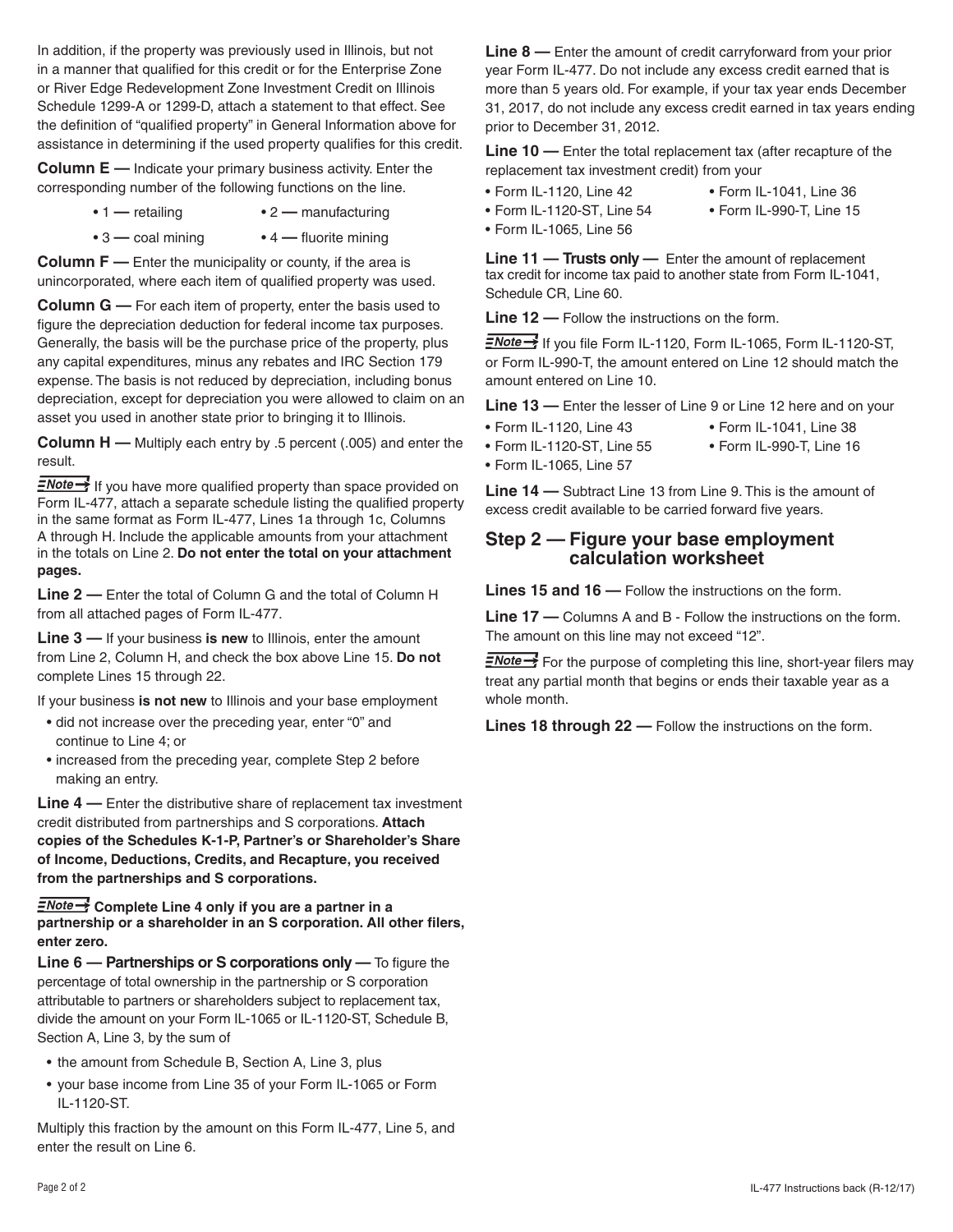In addition, if the property was previously used in Illinois, but not in a manner that qualified for this credit or for the Enterprise Zone or River Edge Redevelopment Zone Investment Credit on Illinois Schedule 1299-A or 1299-D, attach a statement to that effect. See the definition of "qualified property" in General Information above for assistance in determining if the used property qualifies for this credit.

**Column E —** Indicate your primary business activity. Enter the corresponding number of the following functions on the line.

- 1 — retailing
- 2 — manufacturing
- 3 — coal mining
- 4 — fluorite mining

**Column F —** Enter the municipality or county, if the area is unincorporated, where each item of qualified property was used.

**Column G —** For each item of property, enter the basis used to figure the depreciation deduction for federal income tax purposes. Generally, the basis will be the purchase price of the property, plus any capital expenditures, minus any rebates and IRC Section 179 expense. The basis is not reduced by depreciation, including bonus depreciation, except for depreciation you were allowed to claim on an asset you used in another state prior to bringing it to Illinois.

**Column H —** Multiply each entry by .5 percent (.005) and enter the result.

*Note* If you have more qualified property than space provided on Form IL-477, attach a separate schedule listing the qualified property in the same format as Form IL-477, Lines 1a through 1c, Columns A through H. Include the applicable amounts from your attachment in the totals on Line 2. **Do not enter the total on your attachment pages.**

**Line 2 —** Enter the total of Column G and the total of Column H from all attached pages of Form IL-477.

**Line 3 —** If your business **is new** to Illinois, enter the amount from Line 2, Column H, and check the box above Line 15. **Do not** complete Lines 15 through 22.

If your business **is not new** to Illinois and your base employment

- did not increase over the preceding year, enter "0" and continue to Line 4; or
- increased from the preceding year, complete Step 2 before making an entry.

**Line 4 —** Enter the distributive share of replacement tax investment credit distributed from partnerships and S corporations. **Attach copies of the Schedules K-1-P, Partner's or Shareholder's Share of Income, Deductions, Credits, and Recapture, you received from the partnerships and S corporations.**

*Note* **Complete Line 4 only if you are a partner in a partnership or a shareholder in an S corporation. All other filers, enter zero.**

**Line 6 — Partnerships or S corporations only —** To figure the percentage of total ownership in the partnership or S corporation attributable to partners or shareholders subject to replacement tax, divide the amount on your Form IL-1065 or IL-1120-ST, Schedule B, Section A, Line 3, by the sum of

- the amount from Schedule B, Section A, Line 3, plus
- your base income from Line 35 of your Form IL-1065 or Form IL-1120-ST.

Multiply this fraction by the amount on this Form IL-477, Line 5, and enter the result on Line 6.

**Line 8 —** Enter the amount of credit carryforward from your prior year Form IL-477. Do not include any excess credit earned that is more than 5 years old. For example, if your tax year ends December 31, 2017, do not include any excess credit earned in tax years ending prior to December 31, 2012.

**Line 10 —** Enter the total replacement tax (after recapture of the replacement tax investment credit) from your

- Form IL-1120, Line 42
- Form IL-1120-ST, Line 54
- Form IL-1065, Line 56
- Form IL-1041, Line 36
- Form IL-990-T, Line 15

**Line 11 — Trusts only —** Enter the amount of replacement tax credit for income tax paid to another state from Form IL-1041, Schedule CR, Line 60.

**Line 12 —** Follow the instructions on the form.

*Note* If you file Form IL-1120, Form IL-1065, Form IL-1120-ST, or Form IL-990-T, the amount entered on Line 12 should match the amount entered on Line 10.

**Line 13 —** Enter the lesser of Line 9 or Line 12 here and on your

- Form IL-1120, Line 43
- Form IL-1120-ST, Line 55
- Form IL-1065, Line 57
- Form IL-1041, Line 38
- Form IL-990-T, Line 16

**Line 14 —** Subtract Line 13 from Line 9. This is the amount of excess credit available to be carried forward five years.

## Step 2 — Figure your base employment calculation worksheet

**Lines 15 and 16 —** Follow the instructions on the form.

**Line 17 —** Columns A and B - Follow the instructions on the form. The amount on this line may not exceed "12".

*Note* For the purpose of completing this line, short-year filers may treat any partial month that begins or ends their taxable year as a whole month.

**Lines 18 through 22 —** Follow the instructions on the form.